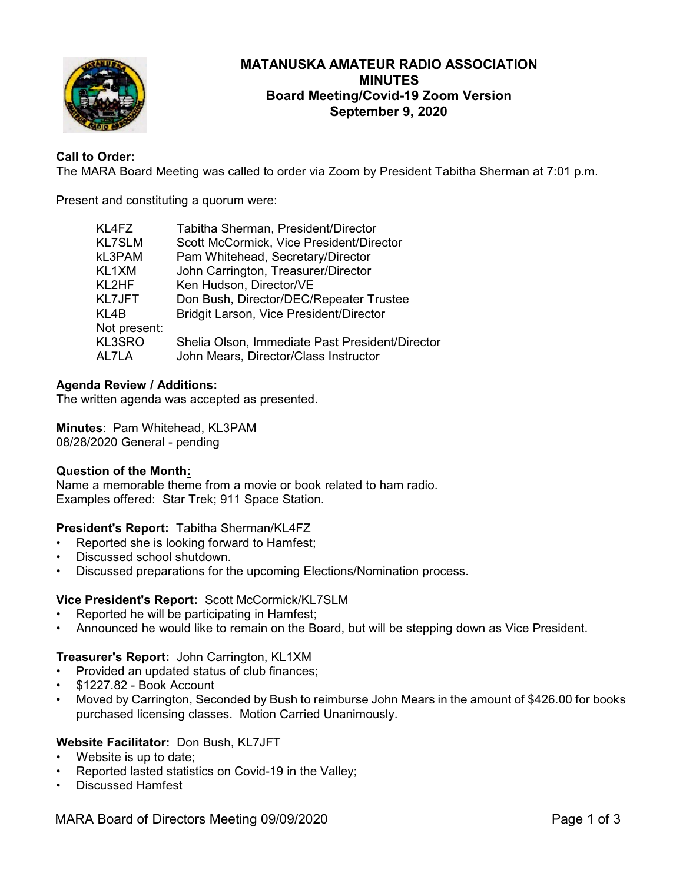# MATANUSKA AMATEUR RADIO ASSOCIATION
## MINUTES
## Board Meeting/Covid-19 Zoom Version
## September 9, 2020

**Call to Order:**
The MARA Board Meeting was called to order via Zoom by President Tabitha Sherman at 7:01 p.m.

Present and constituting a quorum were:

| | |
|---|---|
| KL4FZ | Tabitha Sherman, President/Director |
| KL7SLM | Scott McCormick, Vice President/Director |
| kL3PAM | Pam Whitehead, Secretary/Director |
| KL1XM | John Carrington, Treasurer/Director |
| KL2HF | Ken Hudson, Director/VE |
| KL7JFT | Don Bush, Director/DEC/Repeater Trustee |
| KL4B | Bridgit Larson, Vice President/Director |
| Not present: | |
| KL3SRO | Shelia Olson, Immediate Past President/Director |
| AL7LA | John Mears, Director/Class Instructor |

**Agenda Review / Additions:**
The written agenda was accepted as presented.

**Minutes**: Pam Whitehead, KL3PAM
08/28/2020 General - pending

**Question of the Month:**
Name a memorable theme from a movie or book related to ham radio.
Examples offered: Star Trek; 911 Space Station.

**President's Report:** Tabitha Sherman/KL4FZ
- Reported she is looking forward to Hamfest;
- Discussed school shutdown.
- Discussed preparations for the upcoming Elections/Nomination process.

**Vice President's Report:** Scott McCormick/KL7SLM
- Reported he will be participating in Hamfest;
- Announced he would like to remain on the Board, but will be stepping down as Vice President.

**Treasurer's Report:** John Carrington, KL1XM
- Provided an updated status of club finances;
- $1227.82 - Book Account
- Moved by Carrington, Seconded by Bush to reimburse John Mears in the amount of $426.00 for books purchased licensing classes. Motion Carried Unanimously.

**Website Facilitator:** Don Bush, KL7JFT
- Website is up to date;
- Reported lasted statistics on Covid-19 in the Valley;
- Discussed Hamfest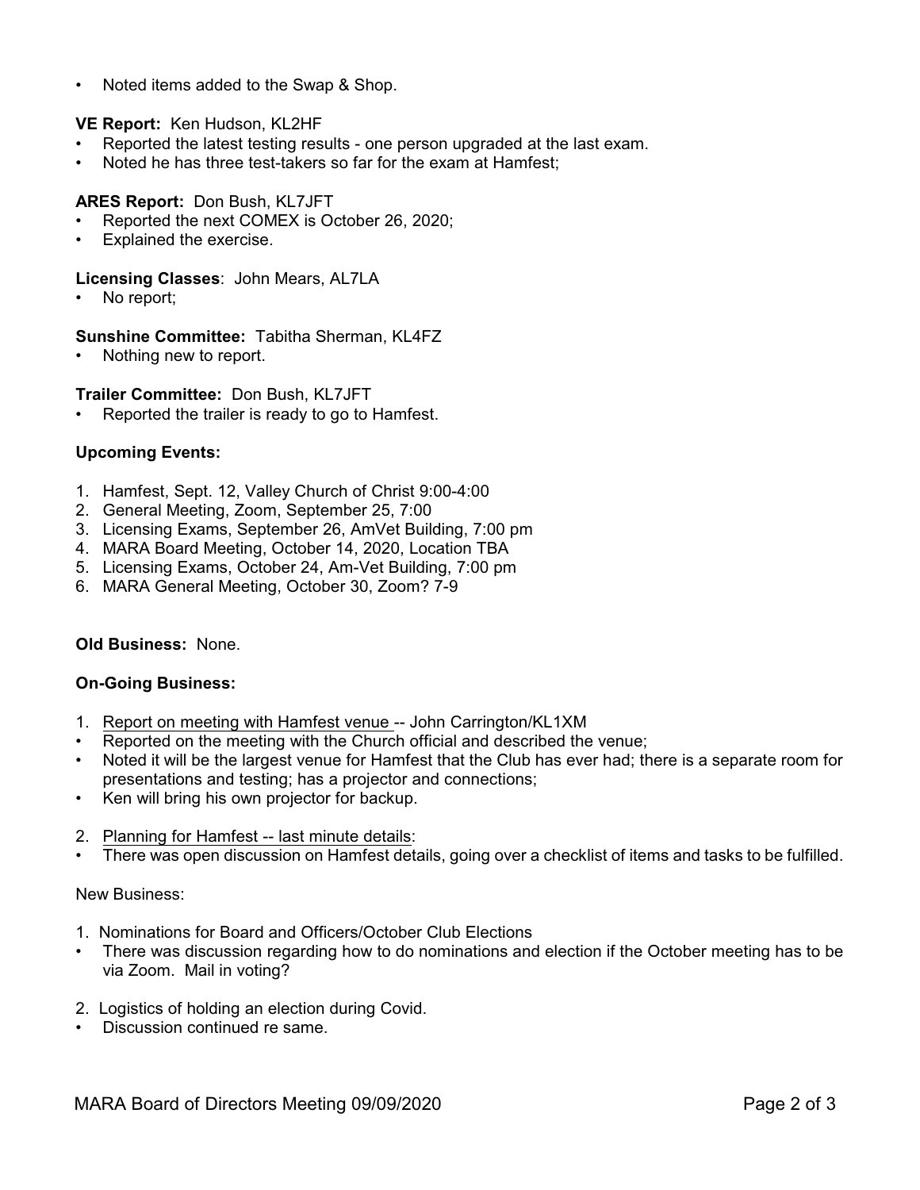- Noted items added to the Swap & Shop.

**VE Report:** Ken Hudson, KL2HF

- Reported the latest testing results - one person upgraded at the last exam.
- Noted he has three test-takers so far for the exam at Hamfest;

**ARES Report:** Don Bush, KL7JFT

- Reported the next COMEX is October 26, 2020;
- Explained the exercise.

**Licensing Classes**: John Mears, AL7LA

- No report;

**Sunshine Committee:** Tabitha Sherman, KL4FZ

- Nothing new to report.

**Trailer Committee:** Don Bush, KL7JFT

- Reported the trailer is ready to go to Hamfest.

**Upcoming Events:**

1. Hamfest, Sept. 12, Valley Church of Christ 9:00-4:00
2. General Meeting, Zoom, September 25, 7:00
3. Licensing Exams, September 26, AmVet Building, 7:00 pm
4. MARA Board Meeting, October 14, 2020, Location TBA
5. Licensing Exams, October 24, Am-Vet Building, 7:00 pm
6. MARA General Meeting, October 30, Zoom? 7-9

**Old Business:** None.

**On-Going Business:**

1. Report on meeting with Hamfest venue -- John Carrington/KL1XM

- Reported on the meeting with the Church official and described the venue;
- Noted it will be the largest venue for Hamfest that the Club has ever had; there is a separate room for presentations and testing; has a projector and connections;
- Ken will bring his own projector for backup.

2. Planning for Hamfest -- last minute details:

- There was open discussion on Hamfest details, going over a checklist of items and tasks to be fulfilled.

New Business:

1. Nominations for Board and Officers/October Club Elections

- There was discussion regarding how to do nominations and election if the October meeting has to be via Zoom. Mail in voting?

2. Logistics of holding an election during Covid.

- Discussion continued re same.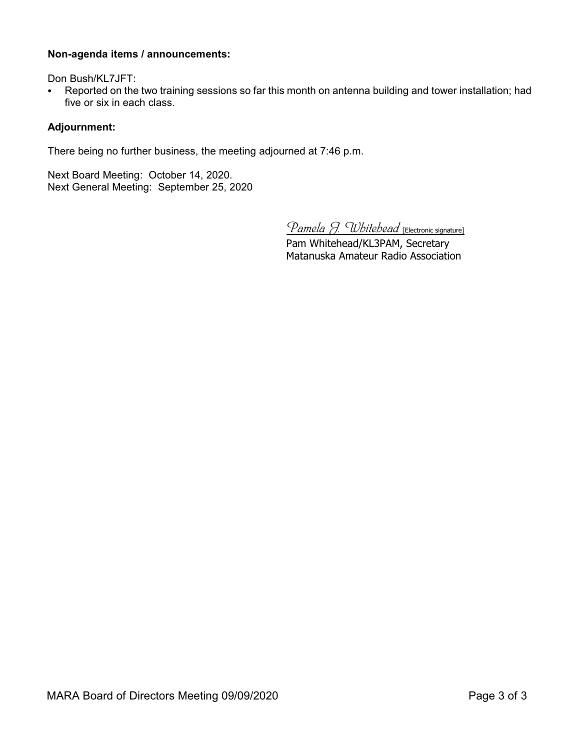**Non-agenda items / announcements:**

Don Bush/KL7JFT:

- Reported on the two training sessions so far this month on antenna building and tower installation; had five or six in each class.

**Adjournment:**

There being no further business, the meeting adjourned at 7:46 p.m.

Next Board Meeting: October 14, 2020.
Next General Meeting: September 25, 2020

*Pamela J. Whitehead* [Electronic signature]
Pam Whitehead/KL3PAM, Secretary
Matanuska Amateur Radio Association